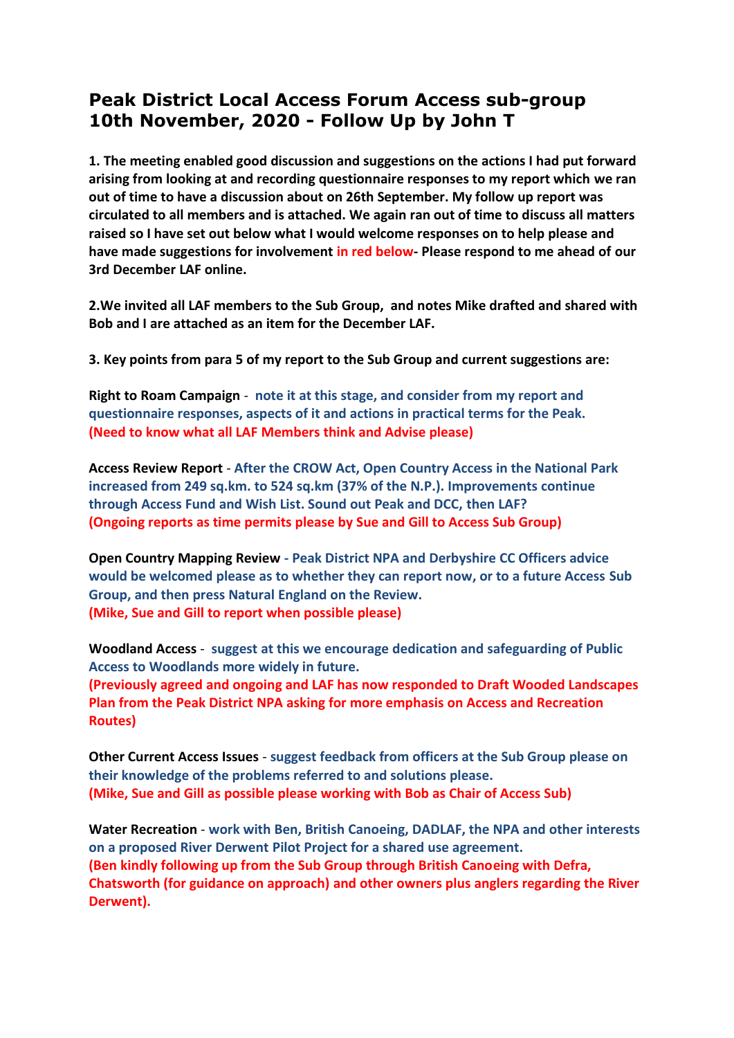# Peak District Local Access Forum Access sub-group 10th November, 2020 - Follow Up by John T

**1. The meeting enabled good discussion and suggestions on the actions I had put forward arising from looking at and recording questionnaire responses to my report which we ran out of time to have a discussion about on 26th September. My follow up report was circulated to all members and is attached. We again ran out of time to discuss all matters raised so I have set out below what I would welcome responses on to help please and have made suggestions for involvement in red below- Please respond to me ahead of our 3rd December LAF online.**

**2.We invited all LAF members to the Sub Group, and notes Mike drafted and shared with Bob and I are attached as an item for the December LAF.**

**3. Key points from para 5 of my report to the Sub Group and current suggestions are:**

**Right to Roam Campaign** - **note it at this stage, and consider from my report and questionnaire responses, aspects of it and actions in practical terms for the Peak.**
**(Need to know what all LAF Members think and Advise please)**

**Access Review Report** - **After the CROW Act, Open Country Access in the National Park increased from 249 sq.km. to 524 sq.km (37% of the N.P.). Improvements continue through Access Fund and Wish List. Sound out Peak and DCC, then LAF?**
**(Ongoing reports as time permits please by Sue and Gill to Access Sub Group)**

**Open Country Mapping Review** - **Peak District NPA and Derbyshire CC Officers advice would be welcomed please as to whether they can report now, or to a future Access Sub Group, and then press Natural England on the Review.**
**(Mike, Sue and Gill to report when possible please)**

**Woodland Access** - **suggest at this we encourage dedication and safeguarding of Public Access to Woodlands more widely in future.**
**(Previously agreed and ongoing and LAF has now responded to Draft Wooded Landscapes Plan from the Peak District NPA asking for more emphasis on Access and Recreation Routes)**

**Other Current Access Issues** - **suggest feedback from officers at the Sub Group please on their knowledge of the problems referred to and solutions please.**
**(Mike, Sue and Gill as possible please working with Bob as Chair of Access Sub)**

**Water Recreation** - **work with Ben, British Canoeing, DADLAF, the NPA and other interests on a proposed River Derwent Pilot Project for a shared use agreement.**
**(Ben kindly following up from the Sub Group through British Canoeing with Defra, Chatsworth (for guidance on approach) and other owners plus anglers regarding the River Derwent).**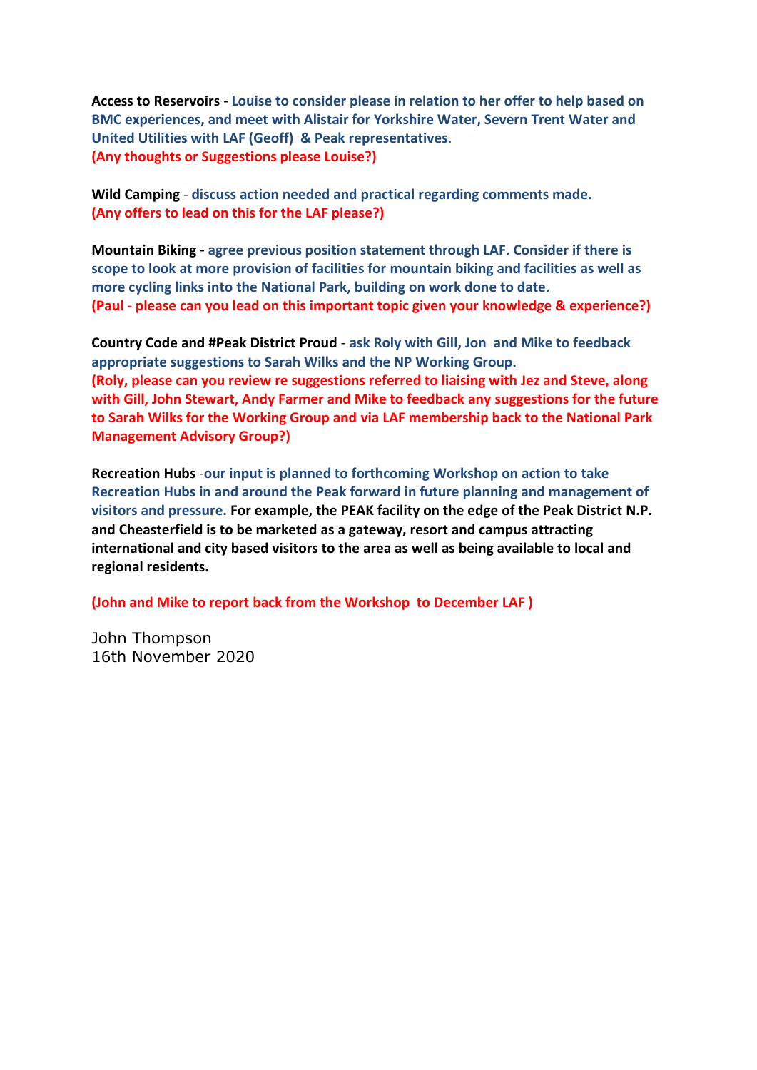**Access to Reservoirs** - **Louise to consider please in relation to her offer to help based on BMC experiences, and meet with Alistair for Yorkshire Water, Severn Trent Water and United Utilities with LAF (Geoff) & Peak representatives.**
**(Any thoughts or Suggestions please Louise?)**

**Wild Camping** - **discuss action needed and practical regarding comments made.**
**(Any offers to lead on this for the LAF please?)**

**Mountain Biking** - **agree previous position statement through LAF. Consider if there is scope to look at more provision of facilities for mountain biking and facilities as well as more cycling links into the National Park, building on work done to date.**
**(Paul - please can you lead on this important topic given your knowledge & experience?)**

**Country Code and #Peak District Proud** - **ask Roly with Gill, Jon and Mike to feedback appropriate suggestions to Sarah Wilks and the NP Working Group.**
**(Roly, please can you review re suggestions referred to liaising with Jez and Steve, along with Gill, John Stewart, Andy Farmer and Mike to feedback any suggestions for the future to Sarah Wilks for the Working Group and via LAF membership back to the National Park Management Advisory Group?)**

**Recreation Hubs** -**our input is planned to forthcoming Workshop on action to take Recreation Hubs in and around the Peak forward in future planning and management of visitors and pressure. For example, the PEAK facility on the edge of the Peak District N.P. and Cheasterfield is to be marketed as a gateway, resort and campus attracting international and city based visitors to the area as well as being available to local and regional residents.**

**(John and Mike to report back from the Workshop to December LAF )**

John Thompson
16th November 2020